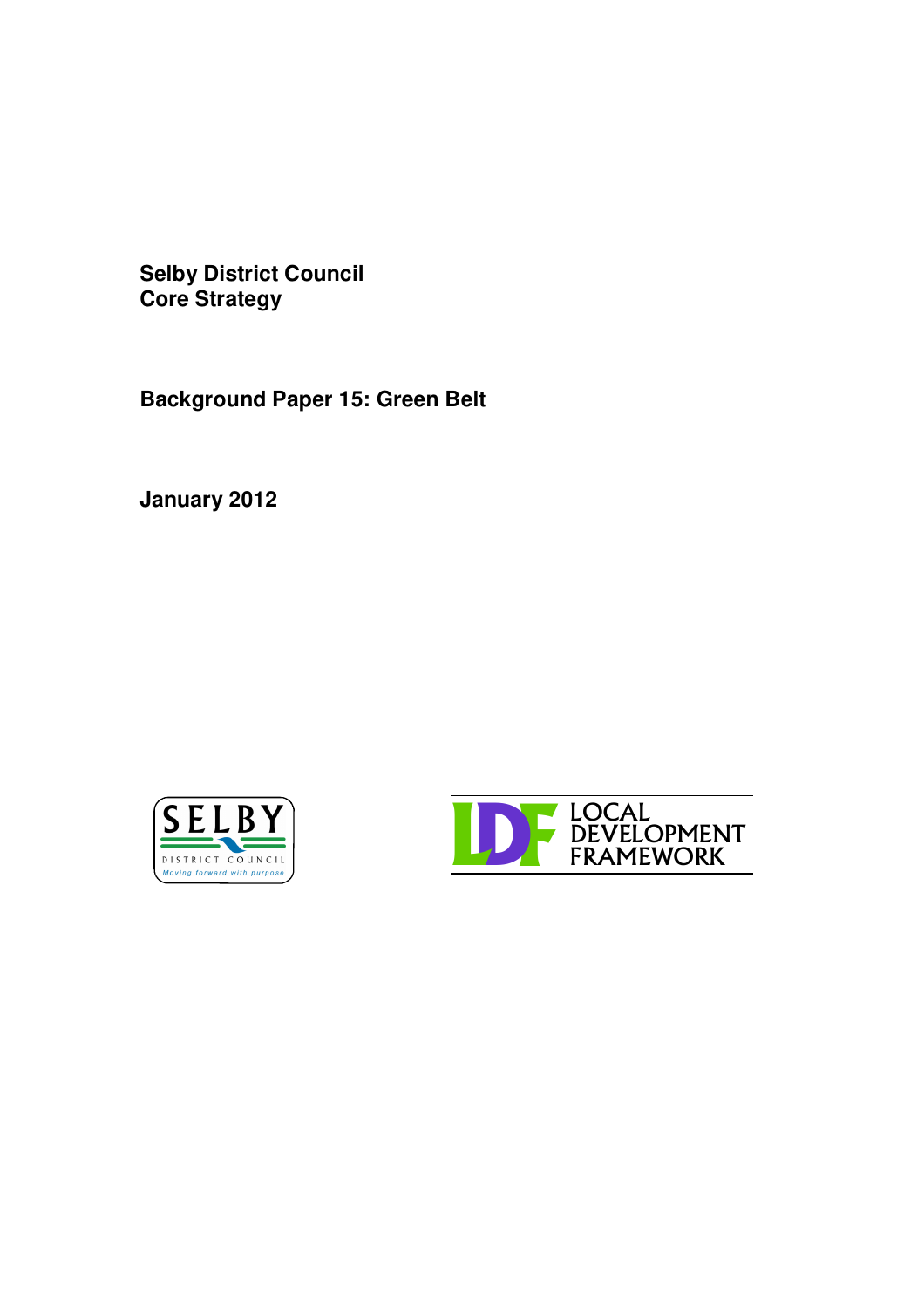**Selby District Council**
**Core Strategy**

# Background Paper 15: Green Belt

**January 2012**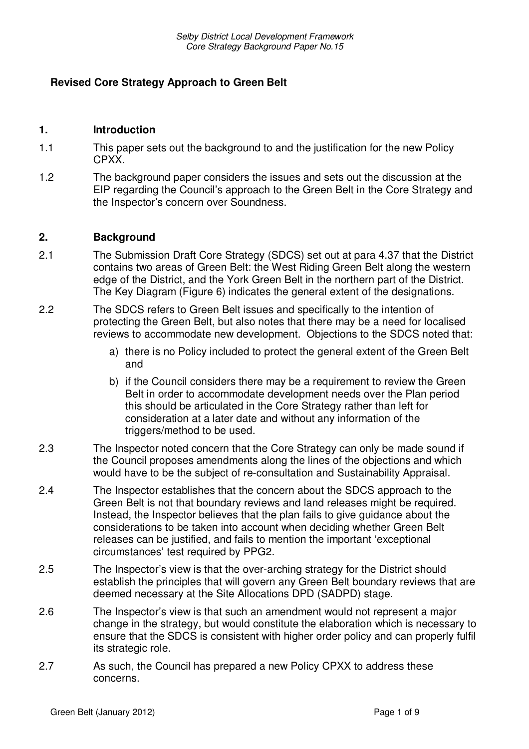**Revised Core Strategy Approach to Green Belt**

## 1. Introduction

1.1 This paper sets out the background to and the justification for the new Policy CPXX.

1.2 The background paper considers the issues and sets out the discussion at the EIP regarding the Council's approach to the Green Belt in the Core Strategy and the Inspector's concern over Soundness.

## 2. Background

2.1 The Submission Draft Core Strategy (SDCS) set out at para 4.37 that the District contains two areas of Green Belt: the West Riding Green Belt along the western edge of the District, and the York Green Belt in the northern part of the District. The Key Diagram (Figure 6) indicates the general extent of the designations.

2.2 The SDCS refers to Green Belt issues and specifically to the intention of protecting the Green Belt, but also notes that there may be a need for localised reviews to accommodate new development. Objections to the SDCS noted that:

a) there is no Policy included to protect the general extent of the Green Belt and

b) if the Council considers there may be a requirement to review the Green Belt in order to accommodate development needs over the Plan period this should be articulated in the Core Strategy rather than left for consideration at a later date and without any information of the triggers/method to be used.

2.3 The Inspector noted concern that the Core Strategy can only be made sound if the Council proposes amendments along the lines of the objections and which would have to be the subject of re-consultation and Sustainability Appraisal.

2.4 The Inspector establishes that the concern about the SDCS approach to the Green Belt is not that boundary reviews and land releases might be required. Instead, the Inspector believes that the plan fails to give guidance about the considerations to be taken into account when deciding whether Green Belt releases can be justified, and fails to mention the important 'exceptional circumstances' test required by PPG2.

2.5 The Inspector's view is that the over-arching strategy for the District should establish the principles that will govern any Green Belt boundary reviews that are deemed necessary at the Site Allocations DPD (SADPD) stage.

2.6 The Inspector's view is that such an amendment would not represent a major change in the strategy, but would constitute the elaboration which is necessary to ensure that the SDCS is consistent with higher order policy and can properly fulfil its strategic role.

2.7 As such, the Council has prepared a new Policy CPXX to address these concerns.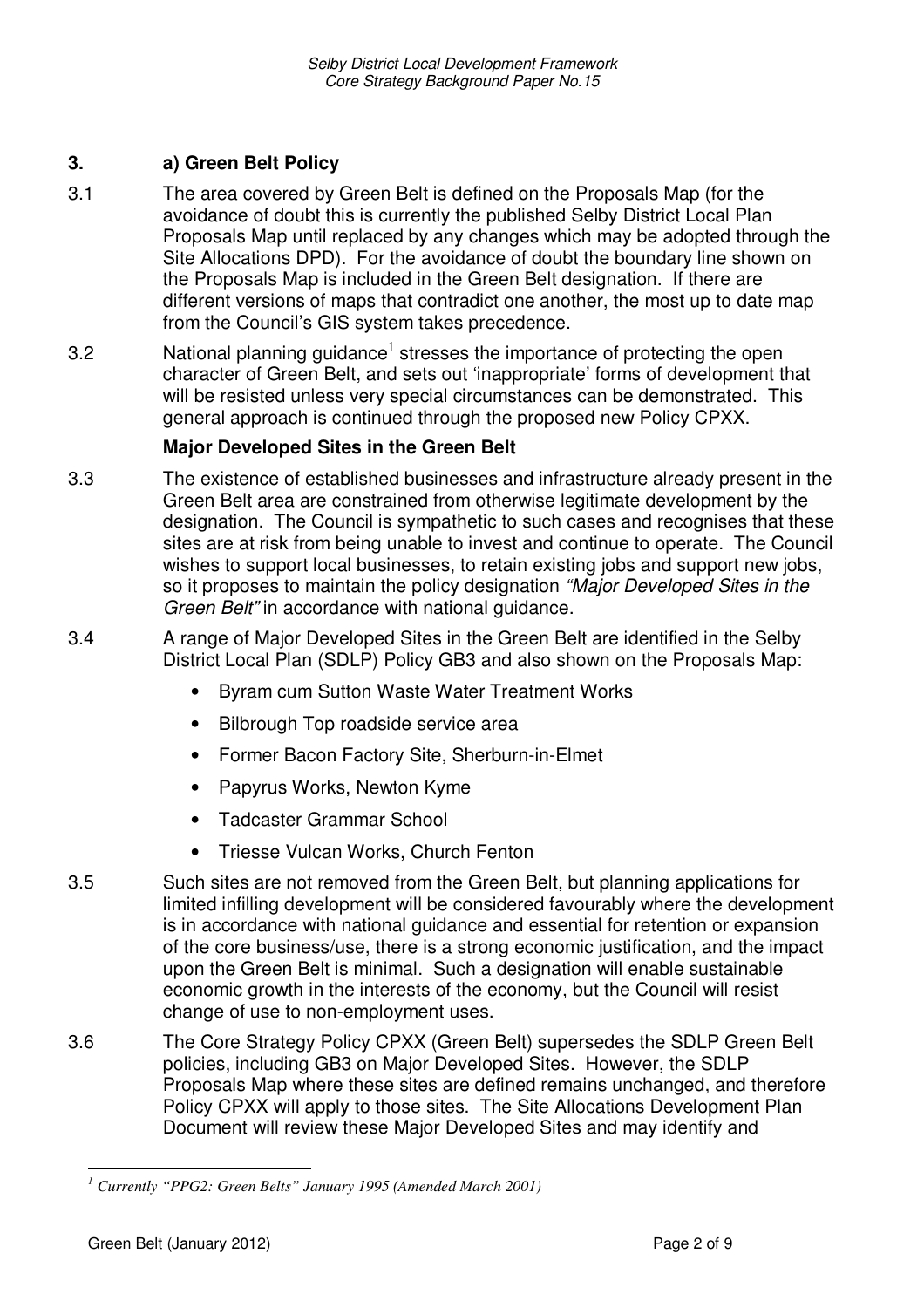## 3. a) Green Belt Policy

3.1 The area covered by Green Belt is defined on the Proposals Map (for the avoidance of doubt this is currently the published Selby District Local Plan Proposals Map until replaced by any changes which may be adopted through the Site Allocations DPD). For the avoidance of doubt the boundary line shown on the Proposals Map is included in the Green Belt designation. If there are different versions of maps that contradict one another, the most up to date map from the Council's GIS system takes precedence.

3.2 National planning guidance[1] stresses the importance of protecting the open character of Green Belt, and sets out 'inappropriate' forms of development that will be resisted unless very special circumstances can be demonstrated. This general approach is continued through the proposed new Policy CPXX.

### Major Developed Sites in the Green Belt

3.3 The existence of established businesses and infrastructure already present in the Green Belt area are constrained from otherwise legitimate development by the designation. The Council is sympathetic to such cases and recognises that these sites are at risk from being unable to invest and continue to operate. The Council wishes to support local businesses, to retain existing jobs and support new jobs, so it proposes to maintain the policy designation *"Major Developed Sites in the Green Belt"* in accordance with national guidance.

3.4 A range of Major Developed Sites in the Green Belt are identified in the Selby District Local Plan (SDLP) Policy GB3 and also shown on the Proposals Map:

- Byram cum Sutton Waste Water Treatment Works
- Bilbrough Top roadside service area
- Former Bacon Factory Site, Sherburn-in-Elmet
- Papyrus Works, Newton Kyme
- Tadcaster Grammar School
- Triesse Vulcan Works, Church Fenton

3.5 Such sites are not removed from the Green Belt, but planning applications for limited infilling development will be considered favourably where the development is in accordance with national guidance and essential for retention or expansion of the core business/use, there is a strong economic justification, and the impact upon the Green Belt is minimal. Such a designation will enable sustainable economic growth in the interests of the economy, but the Council will resist change of use to non-employment uses.

3.6 The Core Strategy Policy CPXX (Green Belt) supersedes the SDLP Green Belt policies, including GB3 on Major Developed Sites. However, the SDLP Proposals Map where these sites are defined remains unchanged, and therefore Policy CPXX will apply to those sites. The Site Allocations Development Plan Document will review these Major Developed Sites and may identify and

---

[1] *Currently "PPG2: Green Belts" January 1995 (Amended March 2001)*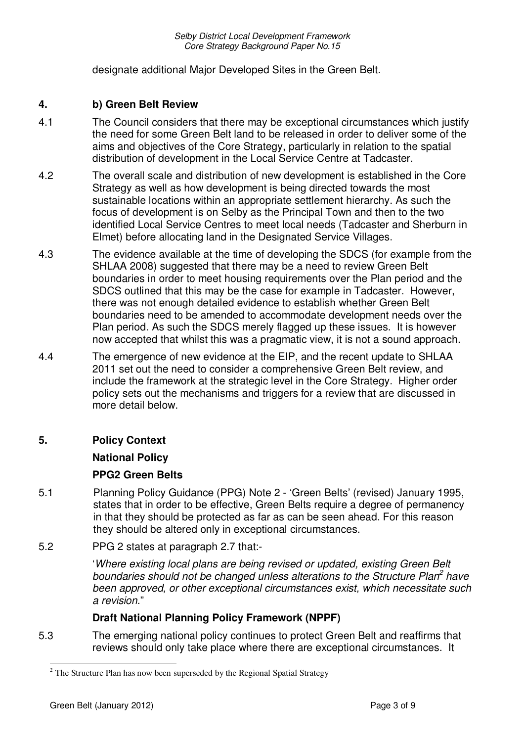designate additional Major Developed Sites in the Green Belt.

## 4. b) Green Belt Review

4.1 The Council considers that there may be exceptional circumstances which justify the need for some Green Belt land to be released in order to deliver some of the aims and objectives of the Core Strategy, particularly in relation to the spatial distribution of development in the Local Service Centre at Tadcaster.

4.2 The overall scale and distribution of new development is established in the Core Strategy as well as how development is being directed towards the most sustainable locations within an appropriate settlement hierarchy. As such the focus of development is on Selby as the Principal Town and then to the two identified Local Service Centres to meet local needs (Tadcaster and Sherburn in Elmet) before allocating land in the Designated Service Villages.

4.3 The evidence available at the time of developing the SDCS (for example from the SHLAA 2008) suggested that there may be a need to review Green Belt boundaries in order to meet housing requirements over the Plan period and the SDCS outlined that this may be the case for example in Tadcaster. However, there was not enough detailed evidence to establish whether Green Belt boundaries need to be amended to accommodate development needs over the Plan period. As such the SDCS merely flagged up these issues. It is however now accepted that whilst this was a pragmatic view, it is not a sound approach.

4.4 The emergence of new evidence at the EIP, and the recent update to SHLAA 2011 set out the need to consider a comprehensive Green Belt review, and include the framework at the strategic level in the Core Strategy. Higher order policy sets out the mechanisms and triggers for a review that are discussed in more detail below.

## 5. Policy Context

### National Policy

### PPG2 Green Belts

5.1 Planning Policy Guidance (PPG) Note 2 - 'Green Belts' (revised) January 1995, states that in order to be effective, Green Belts require a degree of permanency in that they should be protected as far as can be seen ahead. For this reason they should be altered only in exceptional circumstances.

5.2 PPG 2 states at paragraph 2.7 that:-

> '*Where existing local plans are being revised or updated, existing Green Belt boundaries should not be changed unless alterations to the Structure Plan[2] have been approved, or other exceptional circumstances exist, which necessitate such a revision.*"

### Draft National Planning Policy Framework (NPPF)

5.3 The emerging national policy continues to protect Green Belt and reaffirms that reviews should only take place where there are exceptional circumstances. It

---

[2] The Structure Plan has now been superseded by the Regional Spatial Strategy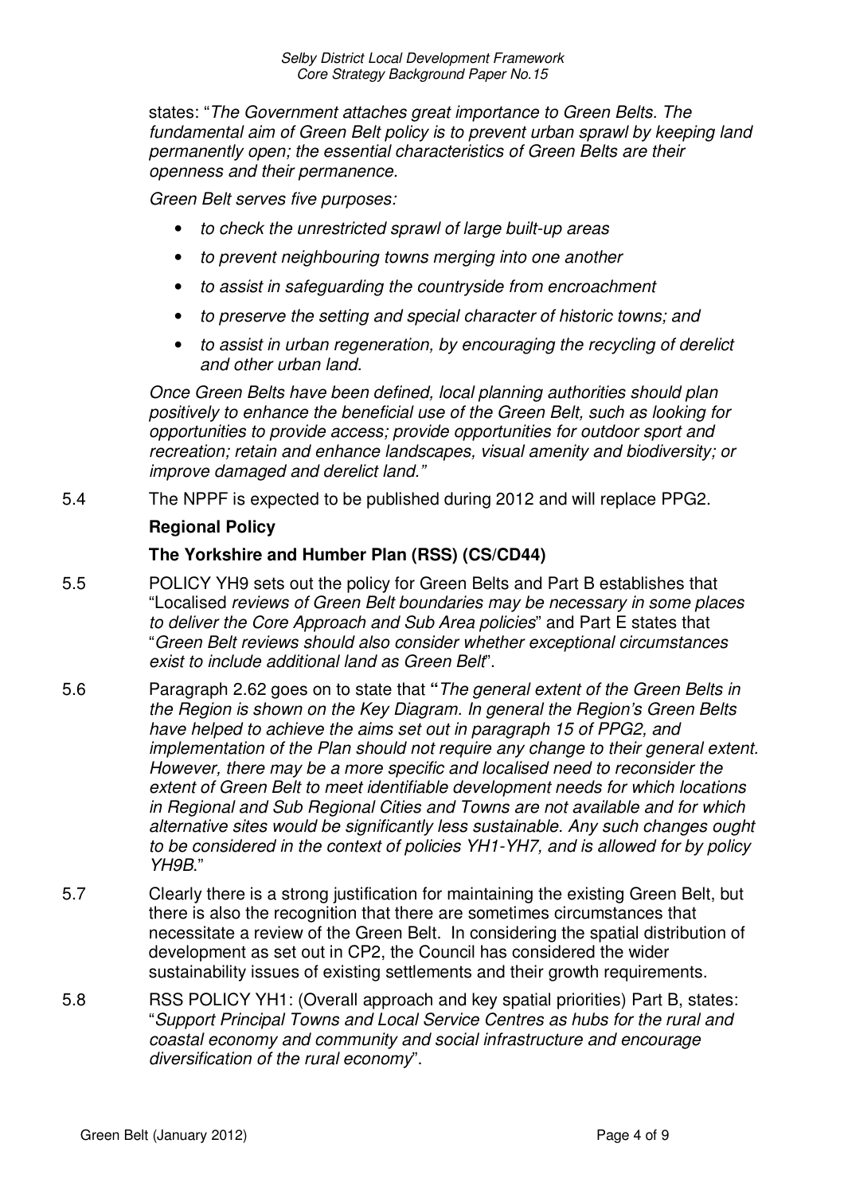states: "*The Government attaches great importance to Green Belts. The fundamental aim of Green Belt policy is to prevent urban sprawl by keeping land permanently open; the essential characteristics of Green Belts are their openness and their permanence.*

*Green Belt serves five purposes:*

- *to check the unrestricted sprawl of large built-up areas*
- *to prevent neighbouring towns merging into one another*
- *to assist in safeguarding the countryside from encroachment*
- *to preserve the setting and special character of historic towns; and*
- *to assist in urban regeneration, by encouraging the recycling of derelict and other urban land.*

*Once Green Belts have been defined, local planning authorities should plan positively to enhance the beneficial use of the Green Belt, such as looking for opportunities to provide access; provide opportunities for outdoor sport and recreation; retain and enhance landscapes, visual amenity and biodiversity; or improve damaged and derelict land."*

5.4 The NPPF is expected to be published during 2012 and will replace PPG2.

**Regional Policy**

**The Yorkshire and Humber Plan (RSS) (CS/CD44)**

5.5 POLICY YH9 sets out the policy for Green Belts and Part B establishes that "Localised *reviews of Green Belt boundaries may be necessary in some places to deliver the Core Approach and Sub Area policies*" and Part E states that "*Green Belt reviews should also consider whether exceptional circumstances exist to include additional land as Green Belt*".

5.6 Paragraph 2.62 goes on to state that **"***The general extent of the Green Belts in the Region is shown on the Key Diagram. In general the Region's Green Belts have helped to achieve the aims set out in paragraph 15 of PPG2, and implementation of the Plan should not require any change to their general extent. However, there may be a more specific and localised need to reconsider the extent of Green Belt to meet identifiable development needs for which locations in Regional and Sub Regional Cities and Towns are not available and for which alternative sites would be significantly less sustainable. Any such changes ought to be considered in the context of policies YH1-YH7, and is allowed for by policy YH9B.*"

5.7 Clearly there is a strong justification for maintaining the existing Green Belt, but there is also the recognition that there are sometimes circumstances that necessitate a review of the Green Belt. In considering the spatial distribution of development as set out in CP2, the Council has considered the wider sustainability issues of existing settlements and their growth requirements.

5.8 RSS POLICY YH1: (Overall approach and key spatial priorities) Part B, states: "*Support Principal Towns and Local Service Centres as hubs for the rural and coastal economy and community and social infrastructure and encourage diversification of the rural economy*".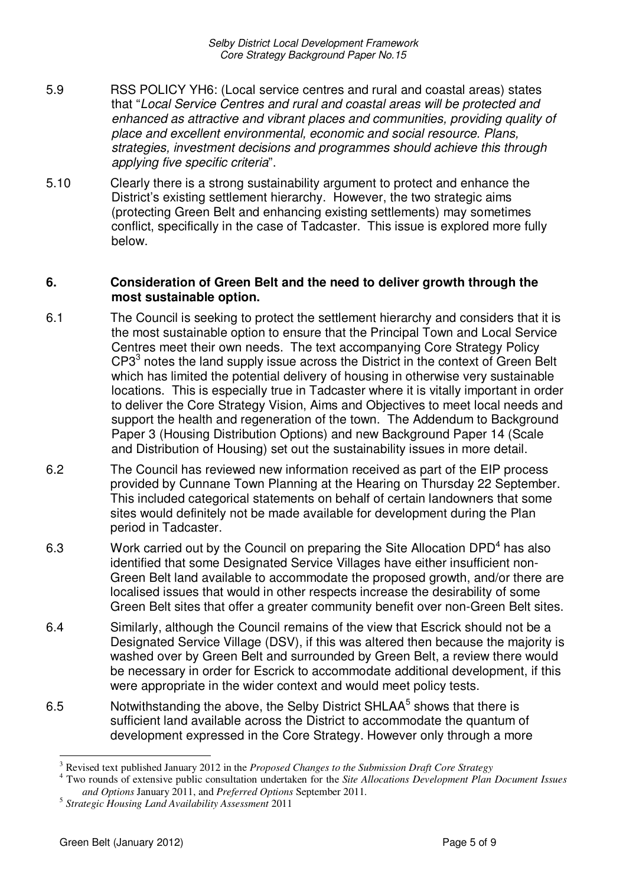5.9 RSS POLICY YH6: (Local service centres and rural and coastal areas) states that "*Local Service Centres and rural and coastal areas will be protected and enhanced as attractive and vibrant places and communities, providing quality of place and excellent environmental, economic and social resource. Plans, strategies, investment decisions and programmes should achieve this through applying five specific criteria*".

5.10 Clearly there is a strong sustainability argument to protect and enhance the District's existing settlement hierarchy. However, the two strategic aims (protecting Green Belt and enhancing existing settlements) may sometimes conflict, specifically in the case of Tadcaster. This issue is explored more fully below.

## 6. Consideration of Green Belt and the need to deliver growth through the most sustainable option.

6.1 The Council is seeking to protect the settlement hierarchy and considers that it is the most sustainable option to ensure that the Principal Town and Local Service Centres meet their own needs. The text accompanying Core Strategy Policy CP3[3] notes the land supply issue across the District in the context of Green Belt which has limited the potential delivery of housing in otherwise very sustainable locations. This is especially true in Tadcaster where it is vitally important in order to deliver the Core Strategy Vision, Aims and Objectives to meet local needs and support the health and regeneration of the town. The Addendum to Background Paper 3 (Housing Distribution Options) and new Background Paper 14 (Scale and Distribution of Housing) set out the sustainability issues in more detail.

6.2 The Council has reviewed new information received as part of the EIP process provided by Cunnane Town Planning at the Hearing on Thursday 22 September. This included categorical statements on behalf of certain landowners that some sites would definitely not be made available for development during the Plan period in Tadcaster.

6.3 Work carried out by the Council on preparing the Site Allocation DPD[4] has also identified that some Designated Service Villages have either insufficient non-Green Belt land available to accommodate the proposed growth, and/or there are localised issues that would in other respects increase the desirability of some Green Belt sites that offer a greater community benefit over non-Green Belt sites.

6.4 Similarly, although the Council remains of the view that Escrick should not be a Designated Service Village (DSV), if this was altered then because the majority is washed over by Green Belt and surrounded by Green Belt, a review there would be necessary in order for Escrick to accommodate additional development, if this were appropriate in the wider context and would meet policy tests.

6.5 Notwithstanding the above, the Selby District SHLAA[5] shows that there is sufficient land available across the District to accommodate the quantum of development expressed in the Core Strategy. However only through a more

---

[3] Revised text published January 2012 in the *Proposed Changes to the Submission Draft Core Strategy*

[4] Two rounds of extensive public consultation undertaken for the *Site Allocations Development Plan Document Issues and Options* January 2011, and *Preferred Options* September 2011.

[5] *Strategic Housing Land Availability Assessment* 2011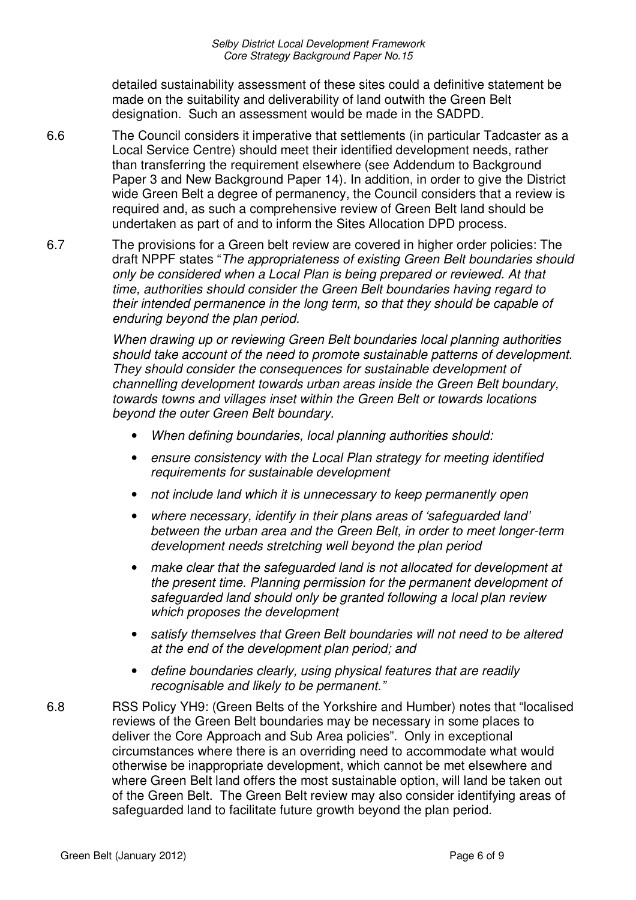detailed sustainability assessment of these sites could a definitive statement be made on the suitability and deliverability of land outwith the Green Belt designation. Such an assessment would be made in the SADPD.

6.6 The Council considers it imperative that settlements (in particular Tadcaster as a Local Service Centre) should meet their identified development needs, rather than transferring the requirement elsewhere (see Addendum to Background Paper 3 and New Background Paper 14). In addition, in order to give the District wide Green Belt a degree of permanency, the Council considers that a review is required and, as such a comprehensive review of Green Belt land should be undertaken as part of and to inform the Sites Allocation DPD process.

6.7 The provisions for a Green belt review are covered in higher order policies: The draft NPPF states "*The appropriateness of existing Green Belt boundaries should only be considered when a Local Plan is being prepared or reviewed. At that time, authorities should consider the Green Belt boundaries having regard to their intended permanence in the long term, so that they should be capable of enduring beyond the plan period.*

*When drawing up or reviewing Green Belt boundaries local planning authorities should take account of the need to promote sustainable patterns of development. They should consider the consequences for sustainable development of channelling development towards urban areas inside the Green Belt boundary, towards towns and villages inset within the Green Belt or towards locations beyond the outer Green Belt boundary.*

- *When defining boundaries, local planning authorities should:*
- *ensure consistency with the Local Plan strategy for meeting identified requirements for sustainable development*
- *not include land which it is unnecessary to keep permanently open*
- *where necessary, identify in their plans areas of 'safeguarded land' between the urban area and the Green Belt, in order to meet longer-term development needs stretching well beyond the plan period*
- *make clear that the safeguarded land is not allocated for development at the present time. Planning permission for the permanent development of safeguarded land should only be granted following a local plan review which proposes the development*
- *satisfy themselves that Green Belt boundaries will not need to be altered at the end of the development plan period; and*
- *define boundaries clearly, using physical features that are readily recognisable and likely to be permanent."*

6.8 RSS Policy YH9: (Green Belts of the Yorkshire and Humber) notes that "localised reviews of the Green Belt boundaries may be necessary in some places to deliver the Core Approach and Sub Area policies". Only in exceptional circumstances where there is an overriding need to accommodate what would otherwise be inappropriate development, which cannot be met elsewhere and where Green Belt land offers the most sustainable option, will land be taken out of the Green Belt. The Green Belt review may also consider identifying areas of safeguarded land to facilitate future growth beyond the plan period.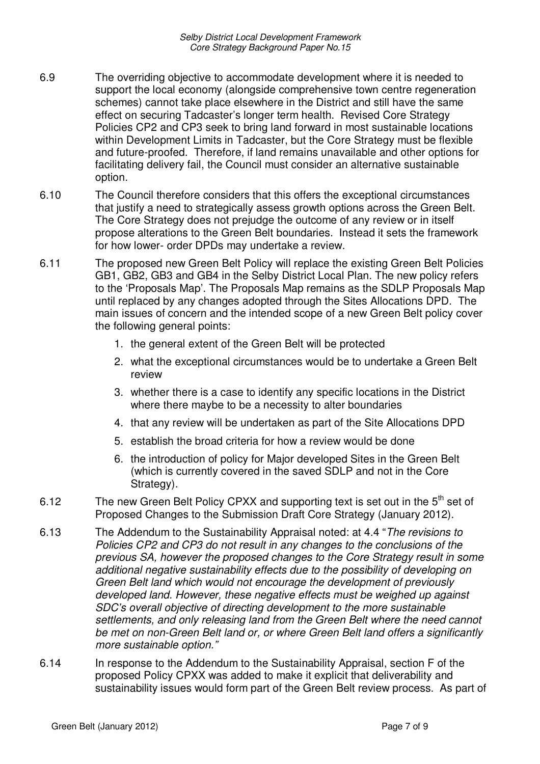6.9 The overriding objective to accommodate development where it is needed to support the local economy (alongside comprehensive town centre regeneration schemes) cannot take place elsewhere in the District and still have the same effect on securing Tadcaster's longer term health. Revised Core Strategy Policies CP2 and CP3 seek to bring land forward in most sustainable locations within Development Limits in Tadcaster, but the Core Strategy must be flexible and future-proofed. Therefore, if land remains unavailable and other options for facilitating delivery fail, the Council must consider an alternative sustainable option.

6.10 The Council therefore considers that this offers the exceptional circumstances that justify a need to strategically assess growth options across the Green Belt. The Core Strategy does not prejudge the outcome of any review or in itself propose alterations to the Green Belt boundaries. Instead it sets the framework for how lower- order DPDs may undertake a review.

6.11 The proposed new Green Belt Policy will replace the existing Green Belt Policies GB1, GB2, GB3 and GB4 in the Selby District Local Plan. The new policy refers to the 'Proposals Map'. The Proposals Map remains as the SDLP Proposals Map until replaced by any changes adopted through the Sites Allocations DPD. The main issues of concern and the intended scope of a new Green Belt policy cover the following general points:

1. the general extent of the Green Belt will be protected
2. what the exceptional circumstances would be to undertake a Green Belt review
3. whether there is a case to identify any specific locations in the District where there maybe to be a necessity to alter boundaries
4. that any review will be undertaken as part of the Site Allocations DPD
5. establish the broad criteria for how a review would be done
6. the introduction of policy for Major developed Sites in the Green Belt (which is currently covered in the saved SDLP and not in the Core Strategy).

6.12 The new Green Belt Policy CPXX and supporting text is set out in the 5th set of Proposed Changes to the Submission Draft Core Strategy (January 2012).

6.13 The Addendum to the Sustainability Appraisal noted: at 4.4 "*The revisions to Policies CP2 and CP3 do not result in any changes to the conclusions of the previous SA, however the proposed changes to the Core Strategy result in some additional negative sustainability effects due to the possibility of developing on Green Belt land which would not encourage the development of previously developed land. However, these negative effects must be weighed up against SDC's overall objective of directing development to the more sustainable settlements, and only releasing land from the Green Belt where the need cannot be met on non-Green Belt land or, or where Green Belt land offers a significantly more sustainable option.*"

6.14 In response to the Addendum to the Sustainability Appraisal, section F of the proposed Policy CPXX was added to make it explicit that deliverability and sustainability issues would form part of the Green Belt review process. As part of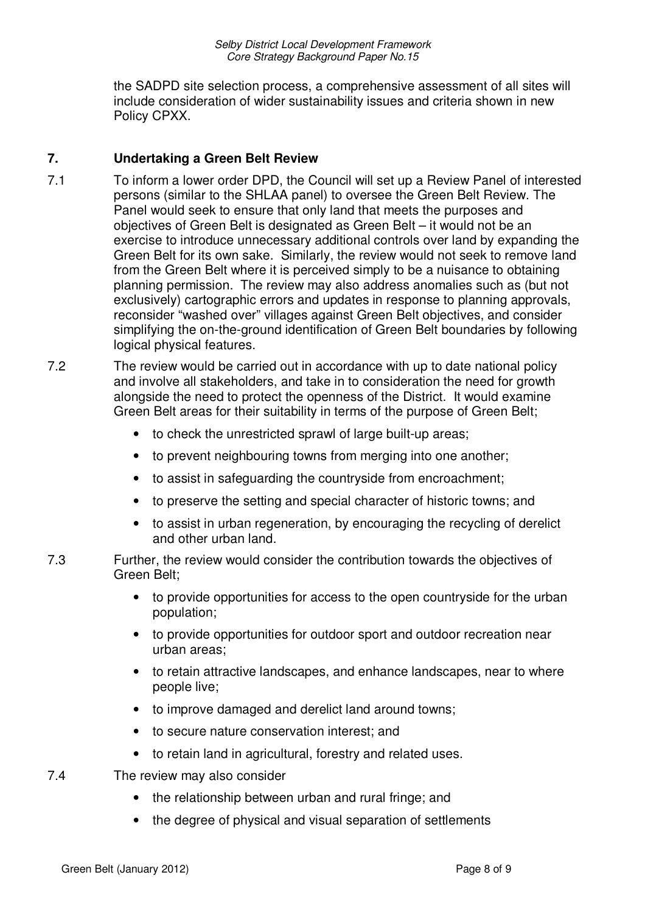the SADPD site selection process, a comprehensive assessment of all sites will include consideration of wider sustainability issues and criteria shown in new Policy CPXX.

## 7. Undertaking a Green Belt Review

7.1 To inform a lower order DPD, the Council will set up a Review Panel of interested persons (similar to the SHLAA panel) to oversee the Green Belt Review. The Panel would seek to ensure that only land that meets the purposes and objectives of Green Belt is designated as Green Belt – it would not be an exercise to introduce unnecessary additional controls over land by expanding the Green Belt for its own sake. Similarly, the review would not seek to remove land from the Green Belt where it is perceived simply to be a nuisance to obtaining planning permission. The review may also address anomalies such as (but not exclusively) cartographic errors and updates in response to planning approvals, reconsider "washed over" villages against Green Belt objectives, and consider simplifying the on-the-ground identification of Green Belt boundaries by following logical physical features.

7.2 The review would be carried out in accordance with up to date national policy and involve all stakeholders, and take in to consideration the need for growth alongside the need to protect the openness of the District. It would examine Green Belt areas for their suitability in terms of the purpose of Green Belt;

- to check the unrestricted sprawl of large built-up areas;
- to prevent neighbouring towns from merging into one another;
- to assist in safeguarding the countryside from encroachment;
- to preserve the setting and special character of historic towns; and
- to assist in urban regeneration, by encouraging the recycling of derelict and other urban land.

7.3 Further, the review would consider the contribution towards the objectives of Green Belt;

- to provide opportunities for access to the open countryside for the urban population;
- to provide opportunities for outdoor sport and outdoor recreation near urban areas;
- to retain attractive landscapes, and enhance landscapes, near to where people live;
- to improve damaged and derelict land around towns;
- to secure nature conservation interest; and
- to retain land in agricultural, forestry and related uses.

7.4 The review may also consider

- the relationship between urban and rural fringe; and
- the degree of physical and visual separation of settlements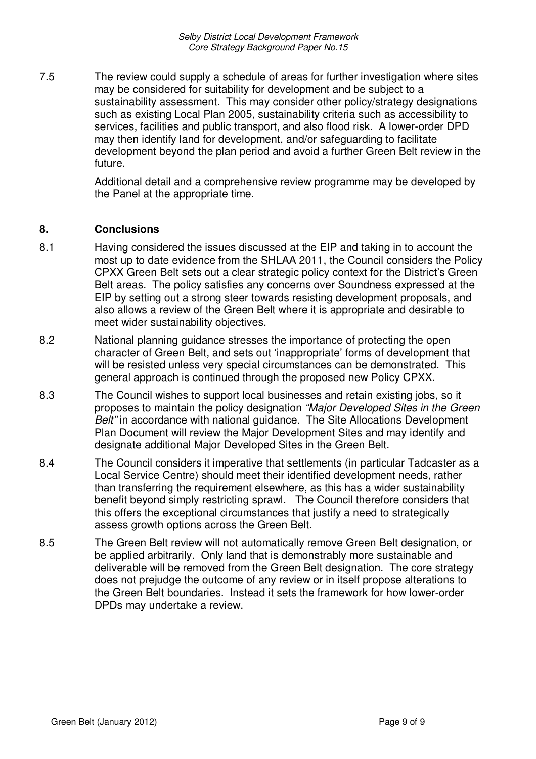7.5 The review could supply a schedule of areas for further investigation where sites may be considered for suitability for development and be subject to a sustainability assessment. This may consider other policy/strategy designations such as existing Local Plan 2005, sustainability criteria such as accessibility to services, facilities and public transport, and also flood risk. A lower-order DPD may then identify land for development, and/or safeguarding to facilitate development beyond the plan period and avoid a further Green Belt review in the future.

Additional detail and a comprehensive review programme may be developed by the Panel at the appropriate time.

## 8. Conclusions

8.1 Having considered the issues discussed at the EIP and taking in to account the most up to date evidence from the SHLAA 2011, the Council considers the Policy CPXX Green Belt sets out a clear strategic policy context for the District's Green Belt areas. The policy satisfies any concerns over Soundness expressed at the EIP by setting out a strong steer towards resisting development proposals, and also allows a review of the Green Belt where it is appropriate and desirable to meet wider sustainability objectives.

8.2 National planning guidance stresses the importance of protecting the open character of Green Belt, and sets out 'inappropriate' forms of development that will be resisted unless very special circumstances can be demonstrated. This general approach is continued through the proposed new Policy CPXX.

8.3 The Council wishes to support local businesses and retain existing jobs, so it proposes to maintain the policy designation *"Major Developed Sites in the Green Belt"* in accordance with national guidance. The Site Allocations Development Plan Document will review the Major Development Sites and may identify and designate additional Major Developed Sites in the Green Belt.

8.4 The Council considers it imperative that settlements (in particular Tadcaster as a Local Service Centre) should meet their identified development needs, rather than transferring the requirement elsewhere, as this has a wider sustainability benefit beyond simply restricting sprawl. The Council therefore considers that this offers the exceptional circumstances that justify a need to strategically assess growth options across the Green Belt.

8.5 The Green Belt review will not automatically remove Green Belt designation, or be applied arbitrarily. Only land that is demonstrably more sustainable and deliverable will be removed from the Green Belt designation. The core strategy does not prejudge the outcome of any review or in itself propose alterations to the Green Belt boundaries. Instead it sets the framework for how lower-order DPDs may undertake a review.